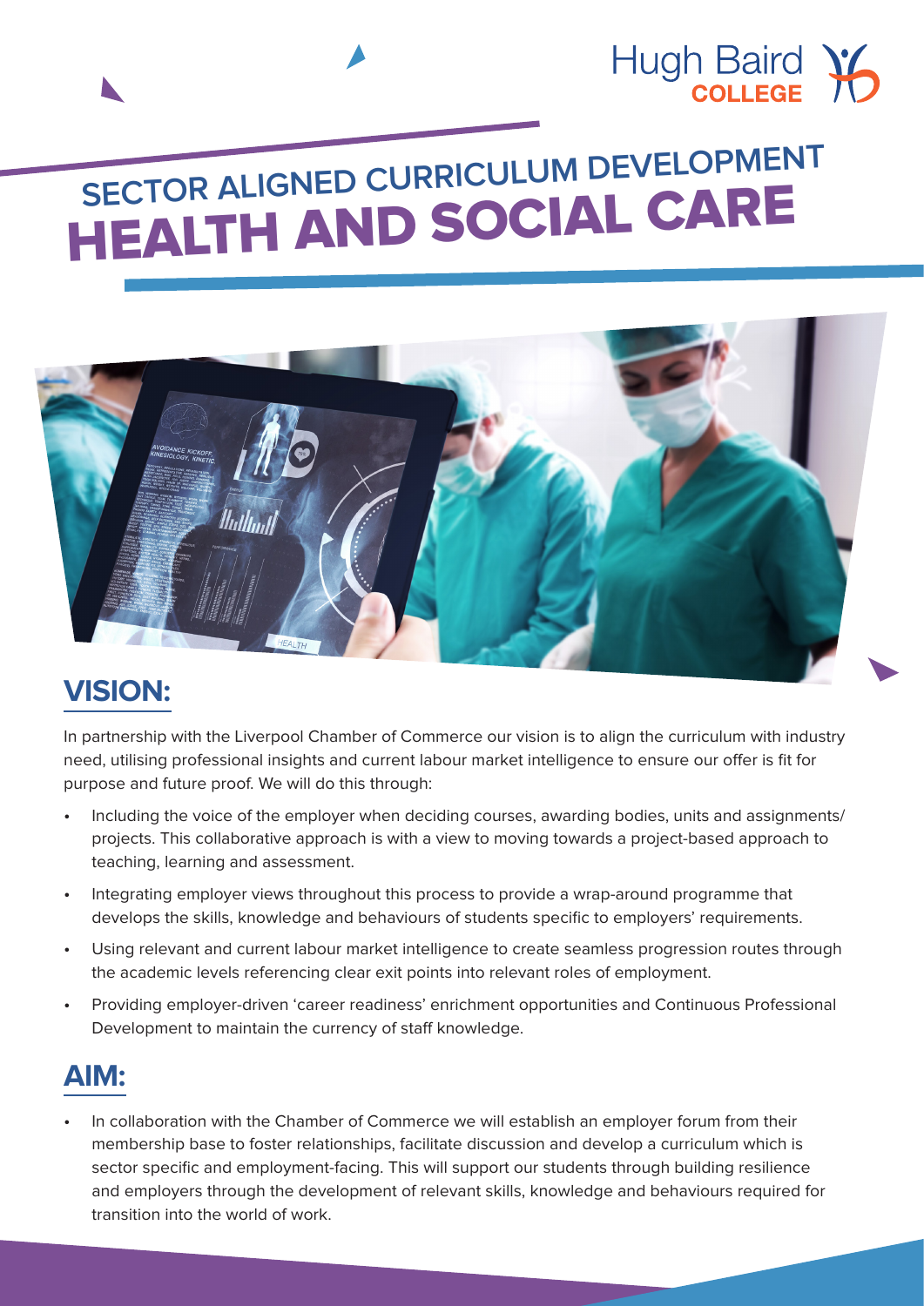Hugh Baird COLLEGE

# SECTOR ALIGNED CURRICULUM DEVELOPMENT
# HEALTH AND SOCIAL CARE

## VISION:

In partnership with the Liverpool Chamber of Commerce our vision is to align the curriculum with industry need, utilising professional insights and current labour market intelligence to ensure our offer is fit for purpose and future proof. We will do this through:

- Including the voice of the employer when deciding courses, awarding bodies, units and assignments/ projects. This collaborative approach is with a view to moving towards a project-based approach to teaching, learning and assessment.
- Integrating employer views throughout this process to provide a wrap-around programme that develops the skills, knowledge and behaviours of students specific to employers' requirements.
- Using relevant and current labour market intelligence to create seamless progression routes through the academic levels referencing clear exit points into relevant roles of employment.
- Providing employer-driven 'career readiness' enrichment opportunities and Continuous Professional Development to maintain the currency of staff knowledge.

## AIM:

- In collaboration with the Chamber of Commerce we will establish an employer forum from their membership base to foster relationships, facilitate discussion and develop a curriculum which is sector specific and employment-facing. This will support our students through building resilience and employers through the development of relevant skills, knowledge and behaviours required for transition into the world of work.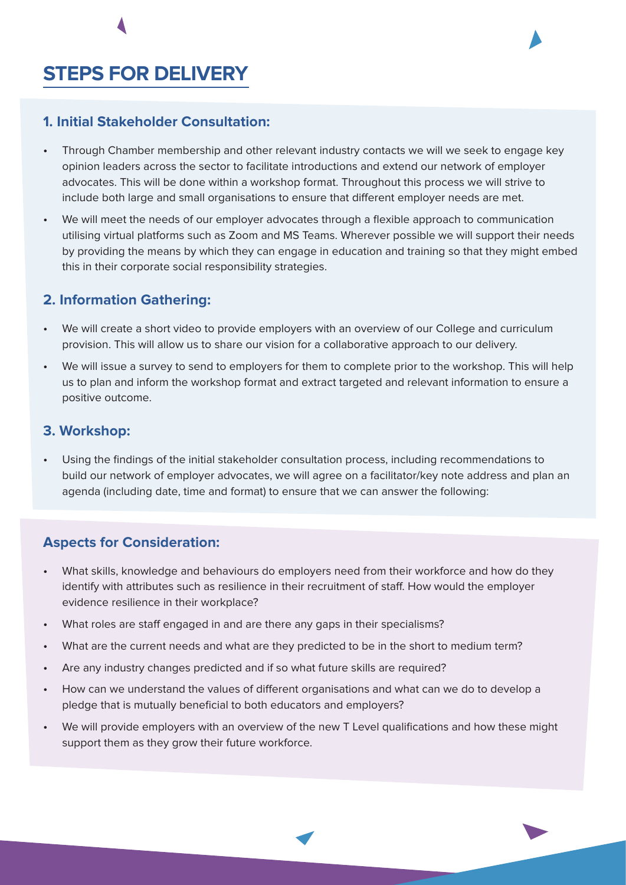# STEPS FOR DELIVERY

### 1. Initial Stakeholder Consultation:

- Through Chamber membership and other relevant industry contacts we will we seek to engage key opinion leaders across the sector to facilitate introductions and extend our network of employer advocates. This will be done within a workshop format. Throughout this process we will strive to include both large and small organisations to ensure that different employer needs are met.
- We will meet the needs of our employer advocates through a flexible approach to communication utilising virtual platforms such as Zoom and MS Teams. Wherever possible we will support their needs by providing the means by which they can engage in education and training so that they might embed this in their corporate social responsibility strategies.

### 2. Information Gathering:

- We will create a short video to provide employers with an overview of our College and curriculum provision. This will allow us to share our vision for a collaborative approach to our delivery.
- We will issue a survey to send to employers for them to complete prior to the workshop. This will help us to plan and inform the workshop format and extract targeted and relevant information to ensure a positive outcome.

### 3. Workshop:

- Using the findings of the initial stakeholder consultation process, including recommendations to build our network of employer advocates, we will agree on a facilitator/key note address and plan an agenda (including date, time and format) to ensure that we can answer the following:

### Aspects for Consideration:

- What skills, knowledge and behaviours do employers need from their workforce and how do they identify with attributes such as resilience in their recruitment of staff. How would the employer evidence resilience in their workplace?
- What roles are staff engaged in and are there any gaps in their specialisms?
- What are the current needs and what are they predicted to be in the short to medium term?
- Are any industry changes predicted and if so what future skills are required?
- How can we understand the values of different organisations and what can we do to develop a pledge that is mutually beneficial to both educators and employers?
- We will provide employers with an overview of the new T Level qualifications and how these might support them as they grow their future workforce.